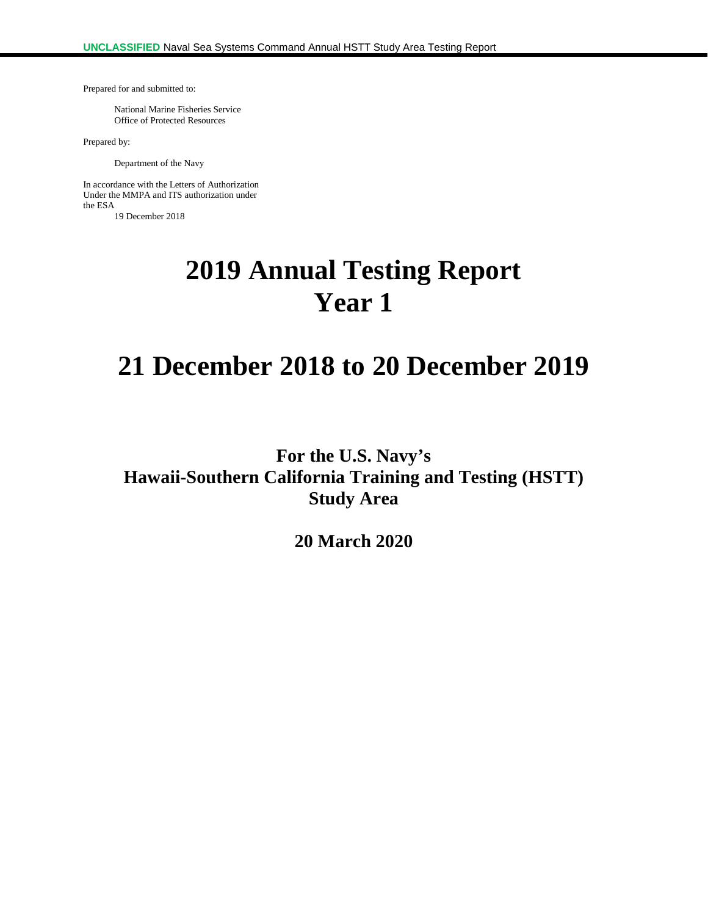Prepared for and submitted to:

National Marine Fisheries Service
Office of Protected Resources

Prepared by:

Department of the Navy

In accordance with the Letters of Authorization Under the MMPA and ITS authorization under the ESA
19 December 2018

# 2019 Annual Testing Report
# Year 1

# 21 December 2018 to 20 December 2019

## For the U.S. Navy's
## Hawaii-Southern California Training and Testing (HSTT) Study Area

**20 March 2020**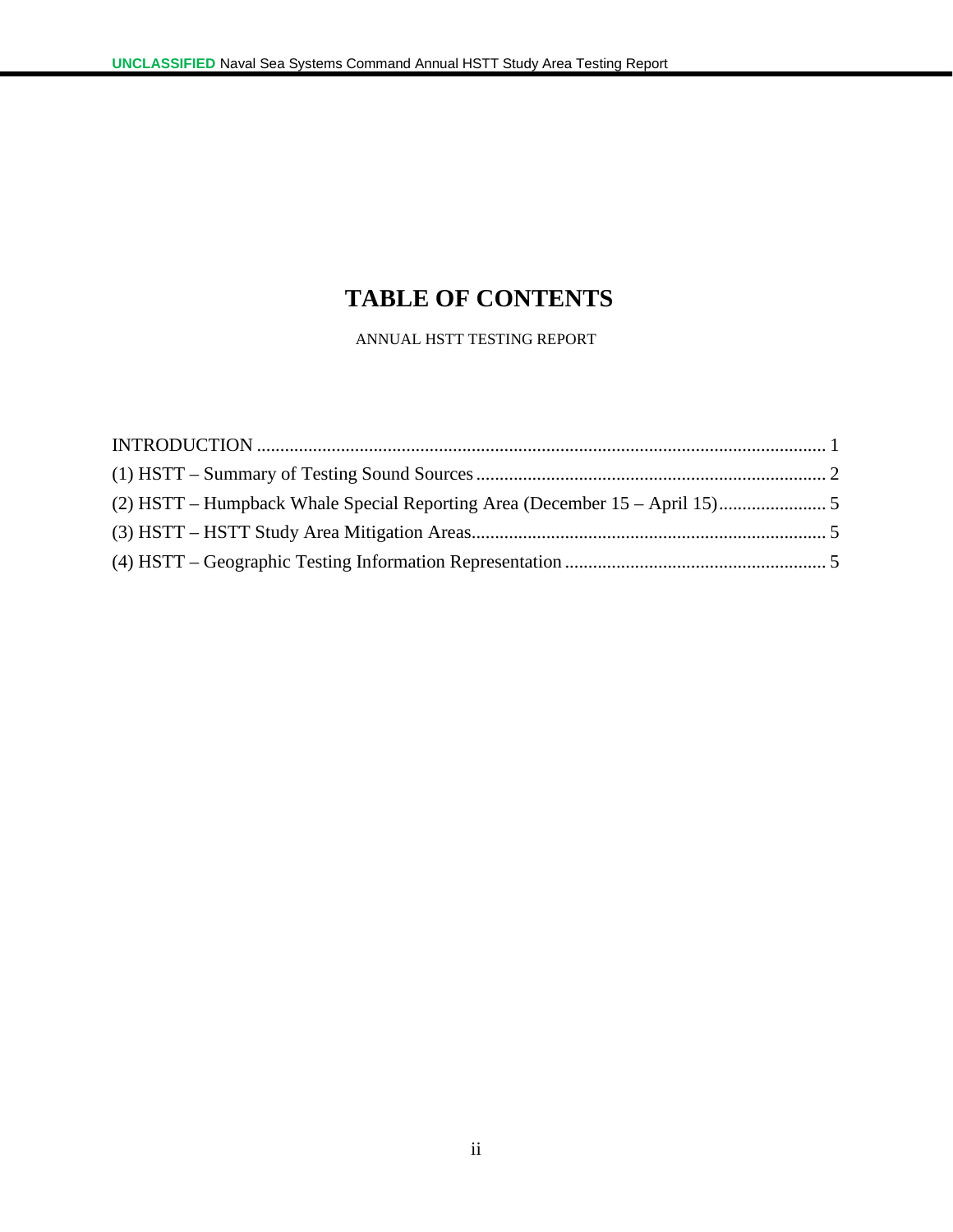# TABLE OF CONTENTS

ANNUAL HSTT TESTING REPORT

INTRODUCTION ........................................................................................................................ 1

(1) HSTT – Summary of Testing Sound Sources .......................................................................... 2

(2) HSTT – Humpback Whale Special Reporting Area (December 15 – April 15) ....................... 5

(3) HSTT – HSTT Study Area Mitigation Areas ............................................................................ 5

(4) HSTT – Geographic Testing Information Representation ........................................................ 5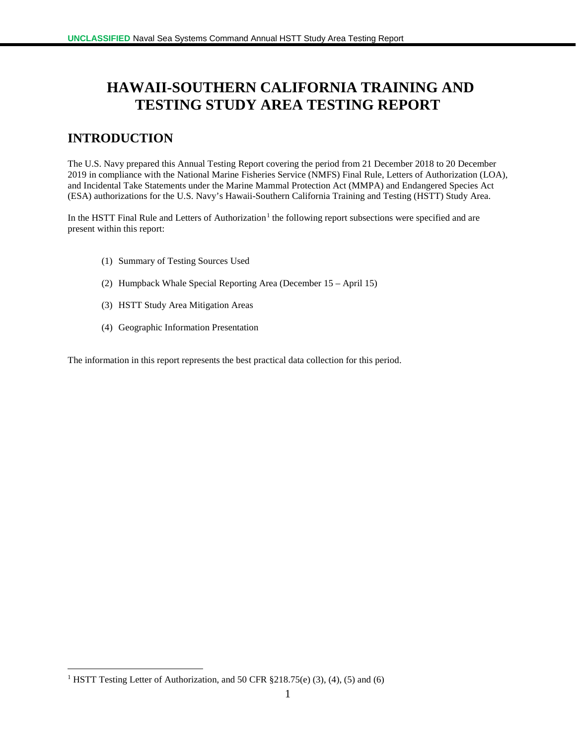# HAWAII-SOUTHERN CALIFORNIA TRAINING AND TESTING STUDY AREA TESTING REPORT

## INTRODUCTION

The U.S. Navy prepared this Annual Testing Report covering the period from 21 December 2018 to 20 December 2019 in compliance with the National Marine Fisheries Service (NMFS) Final Rule, Letters of Authorization (LOA), and Incidental Take Statements under the Marine Mammal Protection Act (MMPA) and Endangered Species Act (ESA) authorizations for the U.S. Navy's Hawaii-Southern California Training and Testing (HSTT) Study Area.

In the HSTT Final Rule and Letters of Authorization[1] the following report subsections were specified and are present within this report:

(1) Summary of Testing Sources Used

(2) Humpback Whale Special Reporting Area (December 15 – April 15)

(3) HSTT Study Area Mitigation Areas

(4) Geographic Information Presentation

The information in this report represents the best practical data collection for this period.

[1] HSTT Testing Letter of Authorization, and 50 CFR §218.75(e) (3), (4), (5) and (6)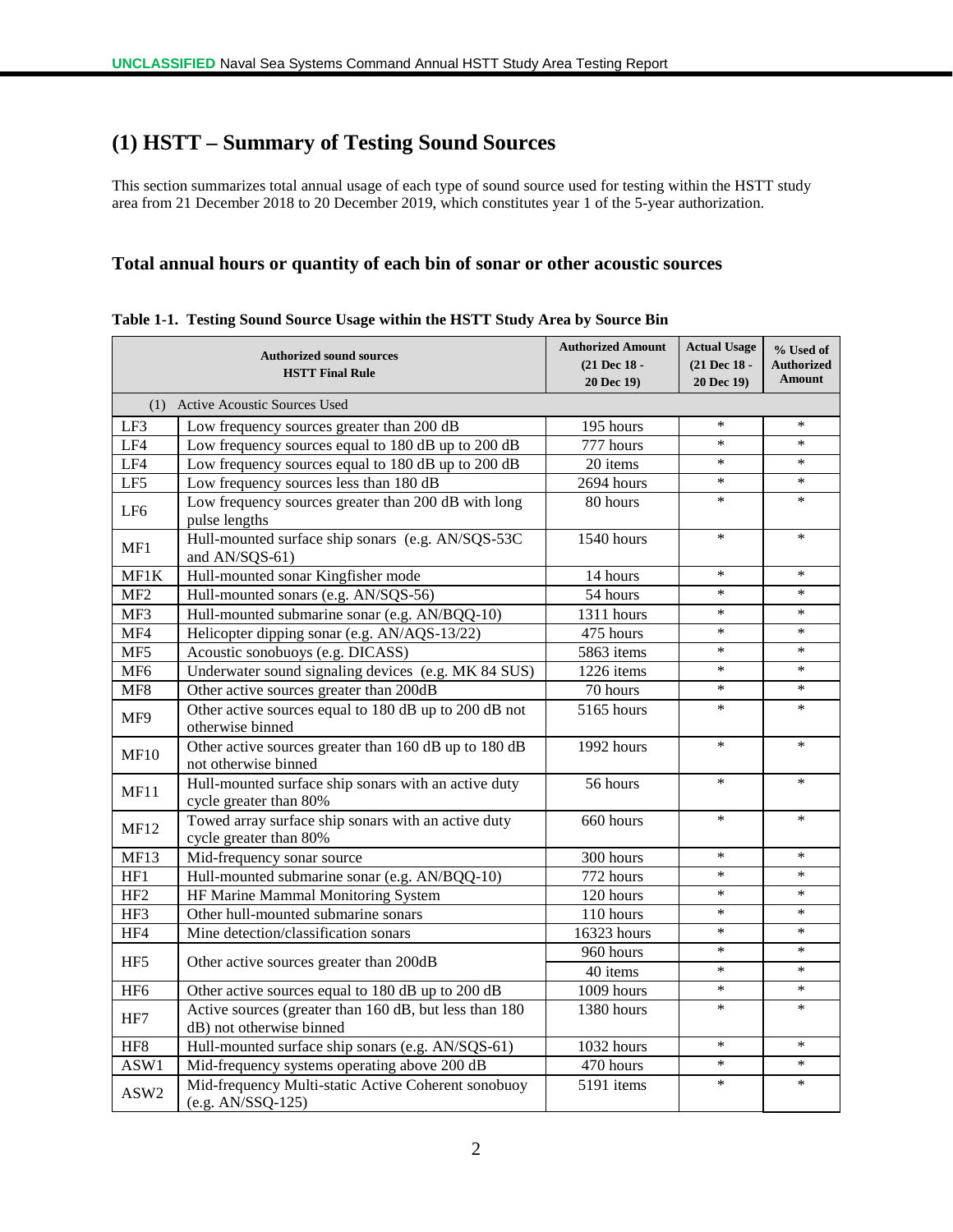## (1) HSTT – Summary of Testing Sound Sources

This section summarizes total annual usage of each type of sound source used for testing within the HSTT study area from 21 December 2018 to 20 December 2019, which constitutes year 1 of the 5-year authorization.

### Total annual hours or quantity of each bin of sonar or other acoustic sources

**Table 1-1. Testing Sound Source Usage within the HSTT Study Area by Source Bin**

| Authorized sound sources HSTT Final Rule | | Authorized Amount (21 Dec 18 - 20 Dec 19) | Actual Usage (21 Dec 18 - 20 Dec 19) | % Used of Authorized Amount |
|---|---|---|---|---|
| (1) Active Acoustic Sources Used | | | | |
| LF3 | Low frequency sources greater than 200 dB | 195 hours | * | * |
| LF4 | Low frequency sources equal to 180 dB up to 200 dB | 777 hours | * | * |
| LF4 | Low frequency sources equal to 180 dB up to 200 dB | 20 items | * | * |
| LF5 | Low frequency sources less than 180 dB | 2694 hours | * | * |
| LF6 | Low frequency sources greater than 200 dB with long pulse lengths | 80 hours | * | * |
| MF1 | Hull-mounted surface ship sonars (e.g. AN/SQS-53C and AN/SQS-61) | 1540 hours | * | * |
| MF1K | Hull-mounted sonar Kingfisher mode | 14 hours | * | * |
| MF2 | Hull-mounted sonars (e.g. AN/SQS-56) | 54 hours | * | * |
| MF3 | Hull-mounted submarine sonar (e.g. AN/BQQ-10) | 1311 hours | * | * |
| MF4 | Helicopter dipping sonar (e.g. AN/AQS-13/22) | 475 hours | * | * |
| MF5 | Acoustic sonobuoys (e.g. DICASS) | 5863 items | * | * |
| MF6 | Underwater sound signaling devices (e.g. MK 84 SUS) | 1226 items | * | * |
| MF8 | Other active sources greater than 200dB | 70 hours | * | * |
| MF9 | Other active sources equal to 180 dB up to 200 dB not otherwise binned | 5165 hours | * | * |
| MF10 | Other active sources greater than 160 dB up to 180 dB not otherwise binned | 1992 hours | * | * |
| MF11 | Hull-mounted surface ship sonars with an active duty cycle greater than 80% | 56 hours | * | * |
| MF12 | Towed array surface ship sonars with an active duty cycle greater than 80% | 660 hours | * | * |
| MF13 | Mid-frequency sonar source | 300 hours | * | * |
| HF1 | Hull-mounted submarine sonar (e.g. AN/BQQ-10) | 772 hours | * | * |
| HF2 | HF Marine Mammal Monitoring System | 120 hours | * | * |
| HF3 | Other hull-mounted submarine sonars | 110 hours | * | * |
| HF4 | Mine detection/classification sonars | 16323 hours | * | * |
| HF5 | Other active sources greater than 200dB | 960 hours | * | * |
| | | 40 items | * | * |
| HF6 | Other active sources equal to 180 dB up to 200 dB | 1009 hours | * | * |
| HF7 | Active sources (greater than 160 dB, but less than 180 dB) not otherwise binned | 1380 hours | * | * |
| HF8 | Hull-mounted surface ship sonars (e.g. AN/SQS-61) | 1032 hours | * | * |
| ASW1 | Mid-frequency systems operating above 200 dB | 470 hours | * | * |
| ASW2 | Mid-frequency Multi-static Active Coherent sonobuoy (e.g. AN/SSQ-125) | 5191 items | * | * |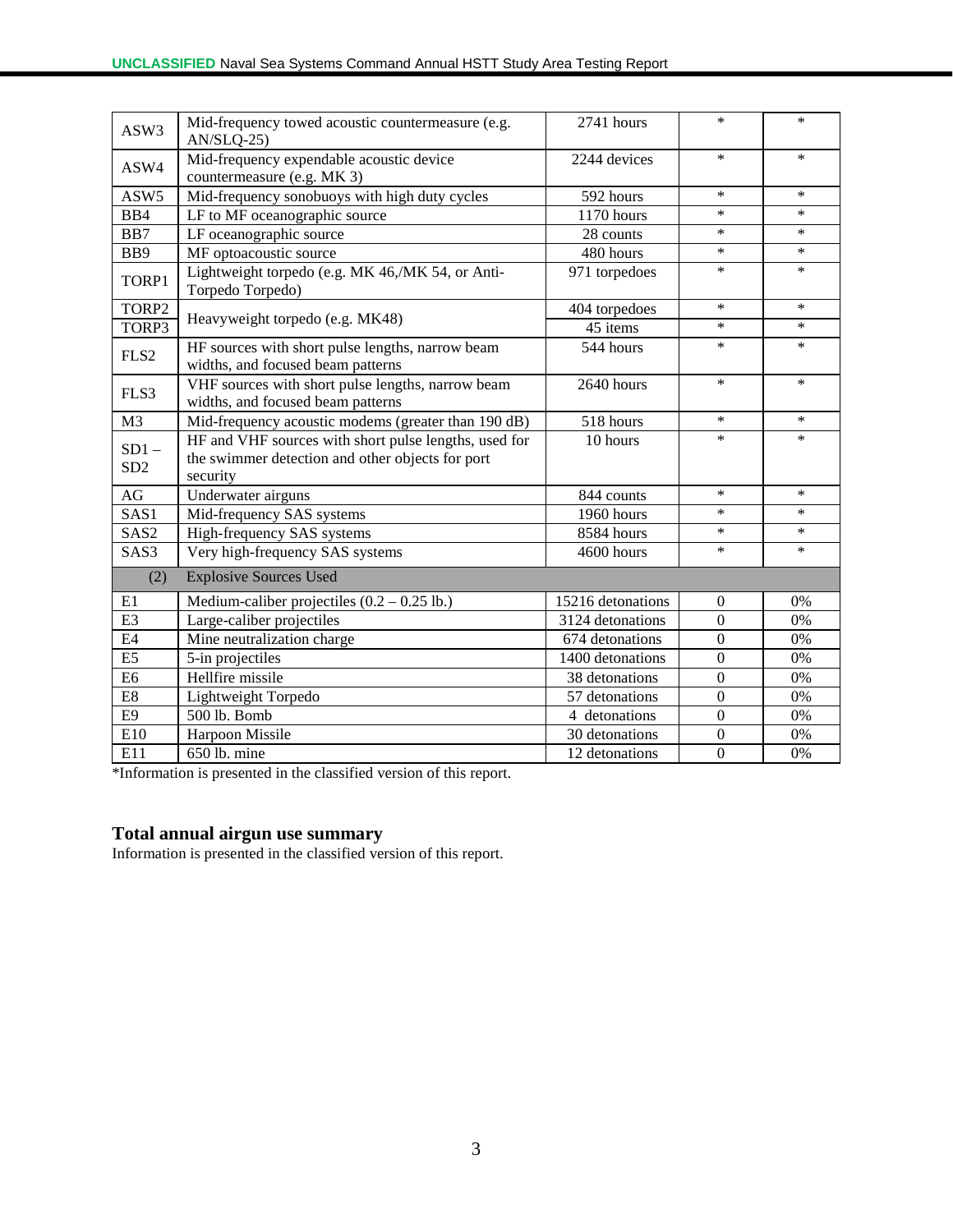| | | | | |
|---|---|---|---|---|
| ASW3 | Mid-frequency towed acoustic countermeasure (e.g. AN/SLQ-25) | 2741 hours | * | * |
| ASW4 | Mid-frequency expendable acoustic device countermeasure (e.g. MK 3) | 2244 devices | * | * |
| ASW5 | Mid-frequency sonobuoys with high duty cycles | 592 hours | * | * |
| BB4 | LF to MF oceanographic source | 1170 hours | * | * |
| BB7 | LF oceanographic source | 28 counts | * | * |
| BB9 | MF optoacoustic source | 480 hours | * | * |
| TORP1 | Lightweight torpedo (e.g. MK 46,/MK 54, or Anti-Torpedo Torpedo) | 971 torpedoes | * | * |
| TORP2 | Heavyweight torpedo (e.g. MK48) | 404 torpedoes | * | * |
| TORP3 | | 45 items | * | * |
| FLS2 | HF sources with short pulse lengths, narrow beam widths, and focused beam patterns | 544 hours | * | * |
| FLS3 | VHF sources with short pulse lengths, narrow beam widths, and focused beam patterns | 2640 hours | * | * |
| M3 | Mid-frequency acoustic modems (greater than 190 dB) | 518 hours | * | * |
| SD1 – SD2 | HF and VHF sources with short pulse lengths, used for the swimmer detection and other objects for port security | 10 hours | * | * |
| AG | Underwater airguns | 844 counts | * | * |
| SAS1 | Mid-frequency SAS systems | 1960 hours | * | * |
| SAS2 | High-frequency SAS systems | 8584 hours | * | * |
| SAS3 | Very high-frequency SAS systems | 4600 hours | * | * |
| (2) | Explosive Sources Used | | | |
| E1 | Medium-caliber projectiles (0.2 – 0.25 lb.) | 15216 detonations | 0 | 0% |
| E3 | Large-caliber projectiles | 3124 detonations | 0 | 0% |
| E4 | Mine neutralization charge | 674 detonations | 0 | 0% |
| E5 | 5-in projectiles | 1400 detonations | 0 | 0% |
| E6 | Hellfire missile | 38 detonations | 0 | 0% |
| E8 | Lightweight Torpedo | 57 detonations | 0 | 0% |
| E9 | 500 lb. Bomb | 4 detonations | 0 | 0% |
| E10 | Harpoon Missile | 30 detonations | 0 | 0% |
| E11 | 650 lb. mine | 12 detonations | 0 | 0% |

*Information is presented in the classified version of this report.

### Total annual airgun use summary

Information is presented in the classified version of this report.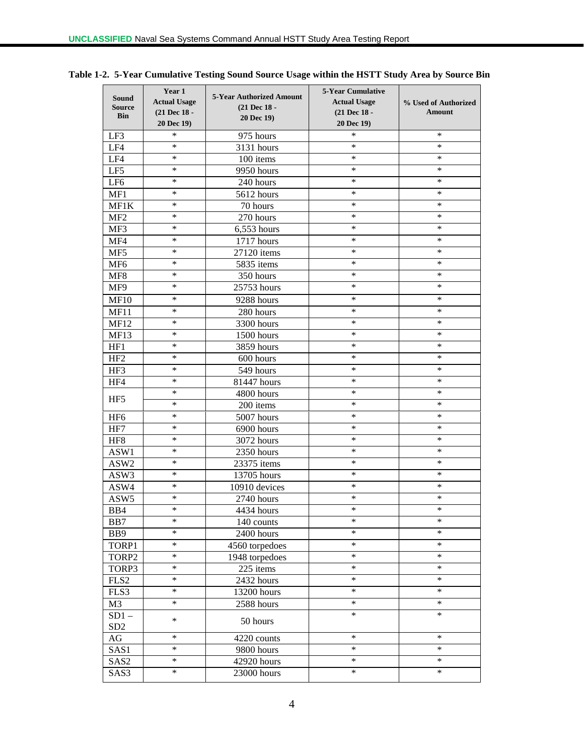**Table 1-2. 5-Year Cumulative Testing Sound Source Usage within the HSTT Study Area by Source Bin**

| Sound Source Bin | Year 1 Actual Usage (21 Dec 18 - 20 Dec 19) | 5-Year Authorized Amount (21 Dec 18 - 20 Dec 19) | 5-Year Cumulative Actual Usage (21 Dec 18 - 20 Dec 19) | % Used of Authorized Amount |
|---|---|---|---|---|
| LF3 | * | 975 hours | * | * |
| LF4 | * | 3131 hours | * | * |
| LF4 | * | 100 items | * | * |
| LF5 | * | 9950 hours | * | * |
| LF6 | * | 240 hours | * | * |
| MF1 | * | 5612 hours | * | * |
| MF1K | * | 70 hours | * | * |
| MF2 | * | 270 hours | * | * |
| MF3 | * | 6,553 hours | * | * |
| MF4 | * | 1717 hours | * | * |
| MF5 | * | 27120 items | * | * |
| MF6 | * | 5835 items | * | * |
| MF8 | * | 350 hours | * | * |
| MF9 | * | 25753 hours | * | * |
| MF10 | * | 9288 hours | * | * |
| MF11 | * | 280 hours | * | * |
| MF12 | * | 3300 hours | * | * |
| MF13 | * | 1500 hours | * | * |
| HF1 | * | 3859 hours | * | * |
| HF2 | * | 600 hours | * | * |
| HF3 | * | 549 hours | * | * |
| HF4 | * | 81447 hours | * | * |
| HF5 | * | 4800 hours | * | * |
| | * | 200 items | * | * |
| HF6 | * | 5007 hours | * | * |
| HF7 | * | 6900 hours | * | * |
| HF8 | * | 3072 hours | * | * |
| ASW1 | * | 2350 hours | * | * |
| ASW2 | * | 23375 items | * | * |
| ASW3 | * | 13705 hours | * | * |
| ASW4 | * | 10910 devices | * | * |
| ASW5 | * | 2740 hours | * | * |
| BB4 | * | 4434 hours | * | * |
| BB7 | * | 140 counts | * | * |
| BB9 | * | 2400 hours | * | * |
| TORP1 | * | 4560 torpedoes | * | * |
| TORP2 | * | 1948 torpedoes | * | * |
| TORP3 | * | 225 items | * | * |
| FLS2 | * | 2432 hours | * | * |
| FLS3 | * | 13200 hours | * | * |
| M3 | * | 2588 hours | * | * |
| SD1 – SD2 | * | 50 hours | * | * |
| AG | * | 4220 counts | * | * |
| SAS1 | * | 9800 hours | * | * |
| SAS2 | * | 42920 hours | * | * |
| SAS3 | * | 23000 hours | * | * |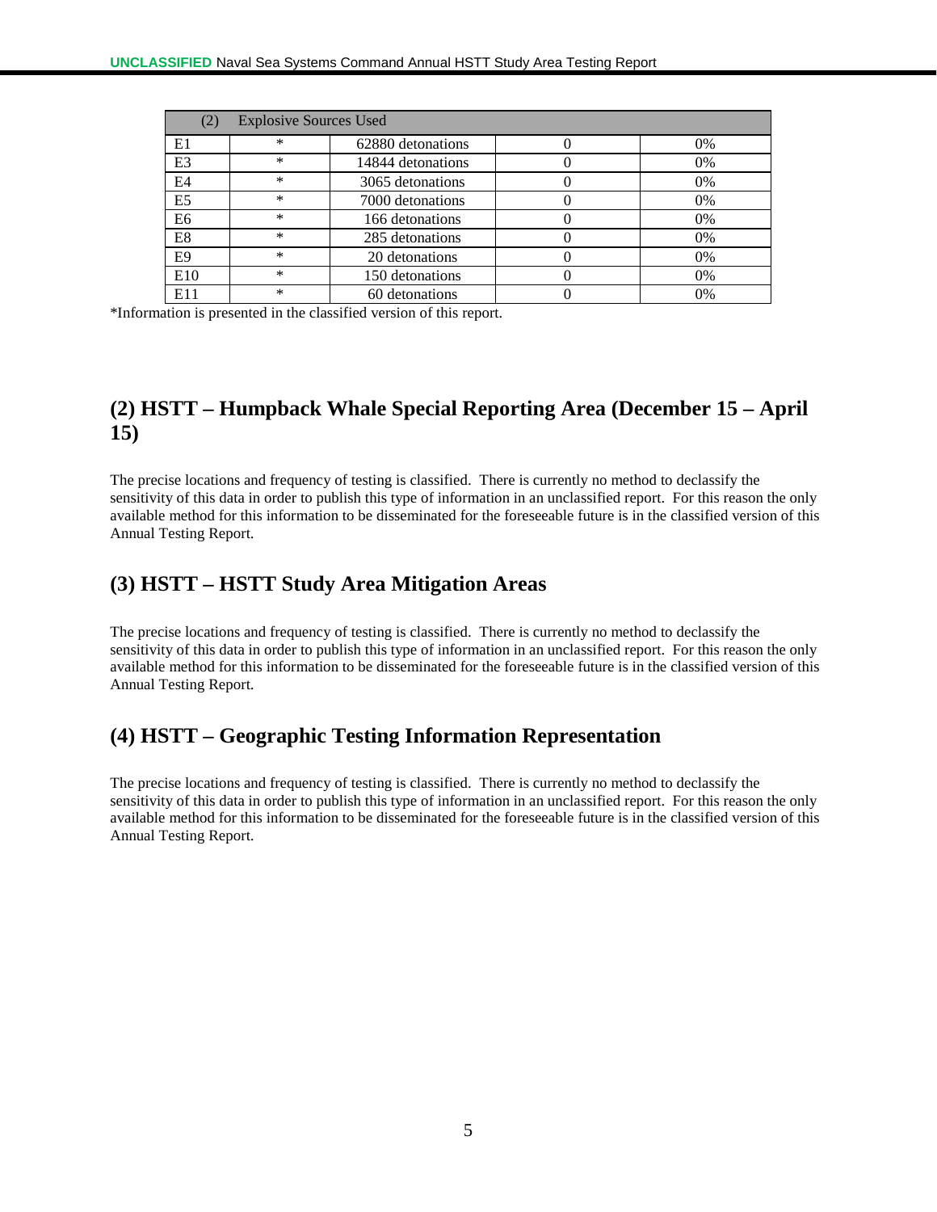| (2) | Explosive Sources Used | | | |
|---|---|---|---|---|
| E1 | * | 62880 detonations | 0 | 0% |
| E3 | * | 14844 detonations | 0 | 0% |
| E4 | * | 3065 detonations | 0 | 0% |
| E5 | * | 7000 detonations | 0 | 0% |
| E6 | * | 166 detonations | 0 | 0% |
| E8 | * | 285 detonations | 0 | 0% |
| E9 | * | 20 detonations | 0 | 0% |
| E10 | * | 150 detonations | 0 | 0% |
| E11 | * | 60 detonations | 0 | 0% |

*Information is presented in the classified version of this report.

## (2) HSTT – Humpback Whale Special Reporting Area (December 15 – April 15)

The precise locations and frequency of testing is classified. There is currently no method to declassify the sensitivity of this data in order to publish this type of information in an unclassified report. For this reason the only available method for this information to be disseminated for the foreseeable future is in the classified version of this Annual Testing Report.

## (3) HSTT – HSTT Study Area Mitigation Areas

The precise locations and frequency of testing is classified. There is currently no method to declassify the sensitivity of this data in order to publish this type of information in an unclassified report. For this reason the only available method for this information to be disseminated for the foreseeable future is in the classified version of this Annual Testing Report.

## (4) HSTT – Geographic Testing Information Representation

The precise locations and frequency of testing is classified. There is currently no method to declassify the sensitivity of this data in order to publish this type of information in an unclassified report. For this reason the only available method for this information to be disseminated for the foreseeable future is in the classified version of this Annual Testing Report.